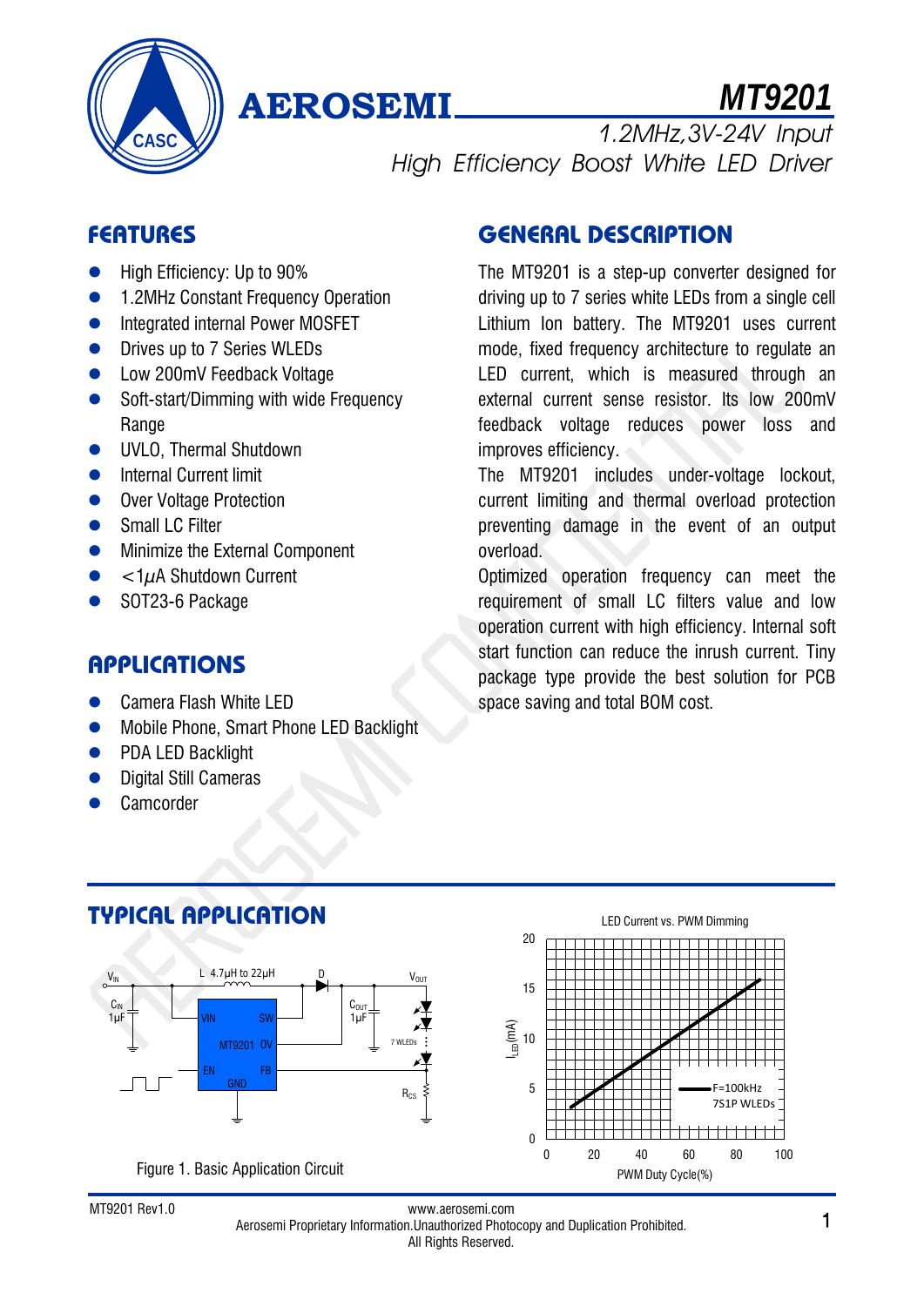**AEROSEMI**

# MT9201

*1.2MHz,3V-24V Input*
*High Efficiency Boost White LED Driver*

## FEATURES

- High Efficiency: Up to 90%
- 1.2MHz Constant Frequency Operation
- Integrated internal Power MOSFET
- Drives up to 7 Series WLEDs
- Low 200mV Feedback Voltage
- Soft-start/Dimming with wide Frequency Range
- UVLO, Thermal Shutdown
- Internal Current limit
- Over Voltage Protection
- Small LC Filter
- Minimize the External Component
- <1$\mu$A Shutdown Current
- SOT23-6 Package

## APPLICATIONS

- Camera Flash White LED
- Mobile Phone, Smart Phone LED Backlight
- PDA LED Backlight
- Digital Still Cameras
- Camcorder

## GENERAL DESCRIPTION

The MT9201 is a step-up converter designed for driving up to 7 series white LEDs from a single cell Lithium Ion battery. The MT9201 uses current mode, fixed frequency architecture to regulate an LED current, which is measured through an external current sense resistor. Its low 200mV feedback voltage reduces power loss and improves efficiency.

The MT9201 includes under-voltage lockout, current limiting and thermal overload protection preventing damage in the event of an output overload.

Optimized operation frequency can meet the requirement of small LC filters value and low operation current with high efficiency. Internal soft start function can reduce the inrush current. Tiny package type provide the best solution for PCB space saving and total BOM cost.

## TYPICAL APPLICATION

Figure 1. Basic Application Circuit

LED Current vs. PWM Dimming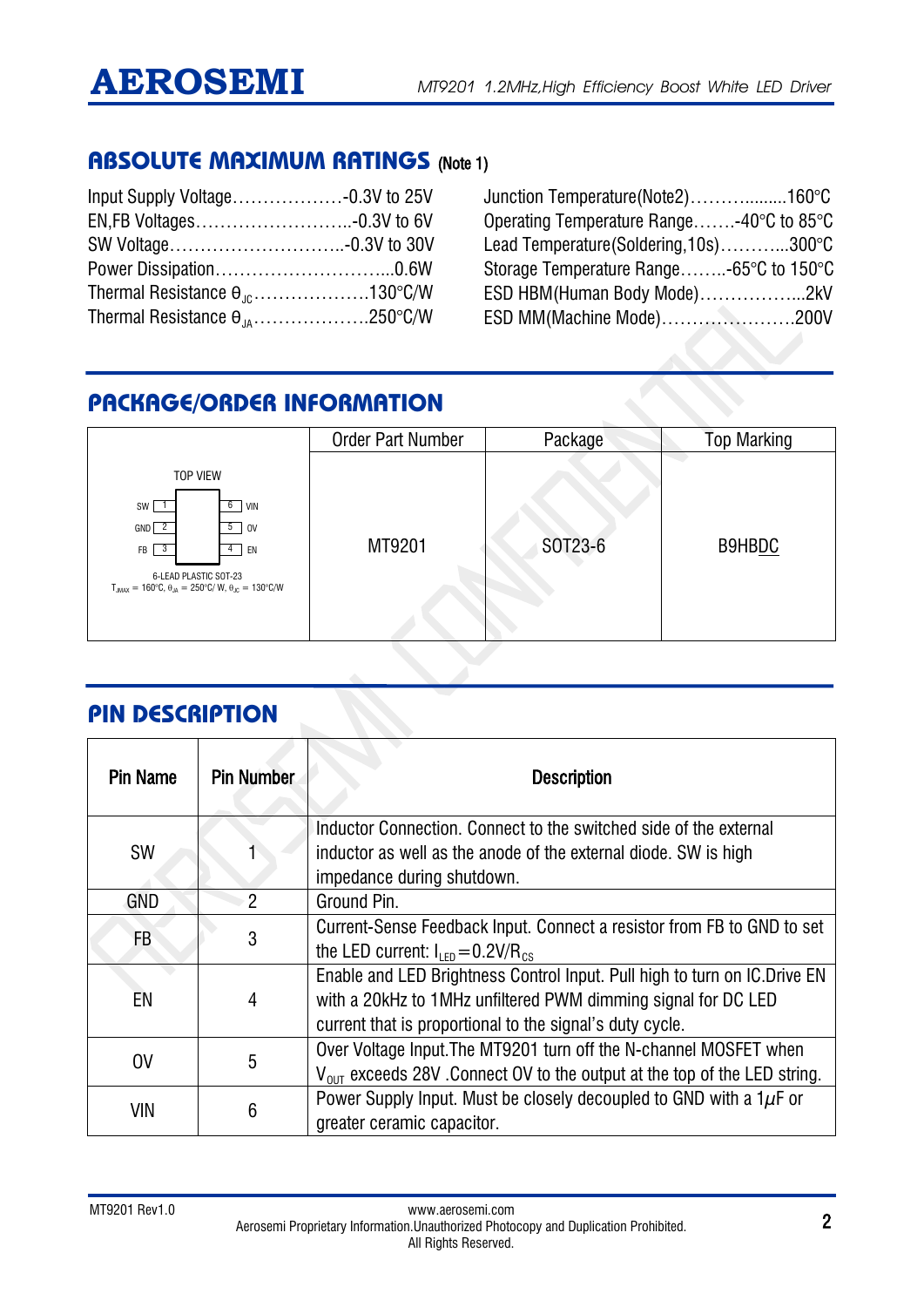## ABSOLUTE MAXIMUM RATINGS (Note 1)

Input Supply Voltage………………-0.3V to 25V
EN,FB Voltages……………………..-0.3V to 6V
SW Voltage………………………..-0.3V to 30V
Power Dissipation………………………...0.6W
Thermal Resistance $\theta_{JC}$……………….130°C/W
Thermal Resistance $\theta_{JA}$……………….250°C/W

Junction Temperature(Note2)……….........160°C
Operating Temperature Range…….-40°C to 85°C
Lead Temperature(Soldering,10s)………...300°C
Storage Temperature Range……..-65°C to 150°C
ESD HBM(Human Body Mode)……………...2kV
ESD MM(Machine Mode)………………….200V

## PACKAGE/ORDER INFORMATION

| | Order Part Number | Package | Top Marking |
|---|---|---|---|
| TOP VIEW<br>SW 1 / 6 VIN<br>GND 2 / 5 OV<br>FB 3 / 4 EN<br>6-LEAD PLASTIC SOT-23<br>$T_{JMAX}$ = 160°C, $\theta_{JA}$ = 250°C/ W, $\theta_{JC}$ = 130°C/W | MT9201 | SOT23-6 | B9HBDC |

## PIN DESCRIPTION

| Pin Name | Pin Number | Description |
|---|---|---|
| SW | 1 | Inductor Connection. Connect to the switched side of the external inductor as well as the anode of the external diode. SW is high impedance during shutdown. |
| GND | 2 | Ground Pin. |
| FB | 3 | Current-Sense Feedback Input. Connect a resistor from FB to GND to set the LED current: $I_{LED}=0.2V/R_{CS}$ |
| EN | 4 | Enable and LED Brightness Control Input. Pull high to turn on IC.Drive EN with a 20kHz to 1MHz unfiltered PWM dimming signal for DC LED current that is proportional to the signal's duty cycle. |
| OV | 5 | Over Voltage Input.The MT9201 turn off the N-channel MOSFET when $V_{OUT}$ exceeds 28V .Connect OV to the output at the top of the LED string. |
| VIN | 6 | Power Supply Input. Must be closely decoupled to GND with a 1$\mu$F or greater ceramic capacitor. |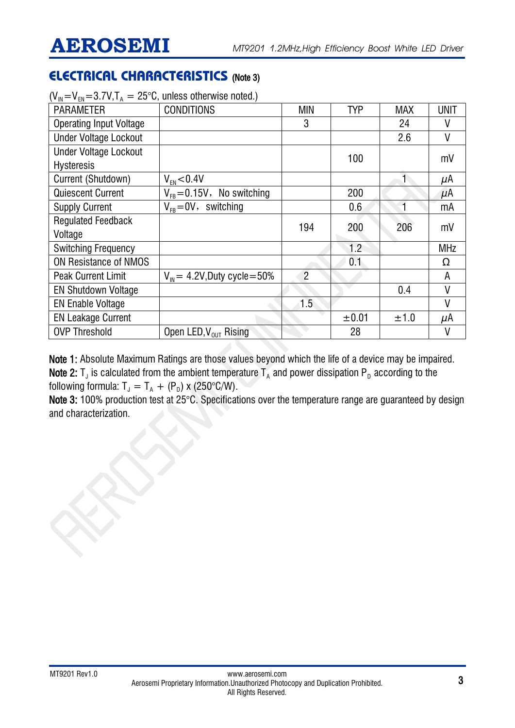## ELECTRICAL CHARACTERISTICS (Note 3)

($V_{IN}=V_{EN}=3.7V, T_A = 25°C$, unless otherwise noted.)

| PARAMETER | CONDITIONS | MIN | TYP | MAX | UNIT |
|---|---|---|---|---|---|
| Operating Input Voltage | | 3 | | 24 | V |
| Under Voltage Lockout | | | | 2.6 | V |
| Under Voltage Lockout Hysteresis | | | 100 | | mV |
| Current (Shutdown) | $V_{EN}<0.4V$ | | | 1 | μA |
| Quiescent Current | $V_{FB}=0.15V$, No switching | | 200 | | μA |
| Supply Current | $V_{FB}=0V$, switching | | 0.6 | 1 | mA |
| Regulated Feedback Voltage | | 194 | 200 | 206 | mV |
| Switching Frequency | | | 1.2 | | MHz |
| ON Resistance of NMOS | | | 0.1 | | Ω |
| Peak Current Limit | $V_{IN}=4.2V$, Duty cycle=50% | 2 | | | A |
| EN Shutdown Voltage | | | | 0.4 | V |
| EN Enable Voltage | | 1.5 | | | V |
| EN Leakage Current | | | ±0.01 | ±1.0 | μA |
| OVP Threshold | Open LED, $V_{OUT}$ Rising | | 28 | | V |

**Note 1:** Absolute Maximum Ratings are those values beyond which the life of a device may be impaired.
**Note 2:** $T_J$ is calculated from the ambient temperature $T_A$ and power dissipation $P_D$ according to the following formula: $T_J = T_A + (P_D) \times (250°C/W)$.
**Note 3:** 100% production test at 25°C. Specifications over the temperature range are guaranteed by design and characterization.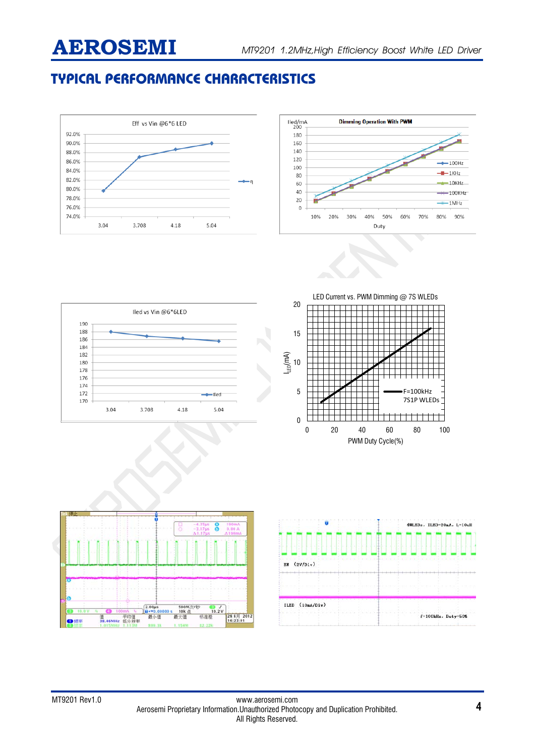## TYPICAL PERFORMANCE CHARACTERISTICS

Eff vs Vin @6*6 LED

Dimming Operation With PWM

Iled vs Vin @6*6LED

LED Current vs. PWM Dimming @ 7S WLEDs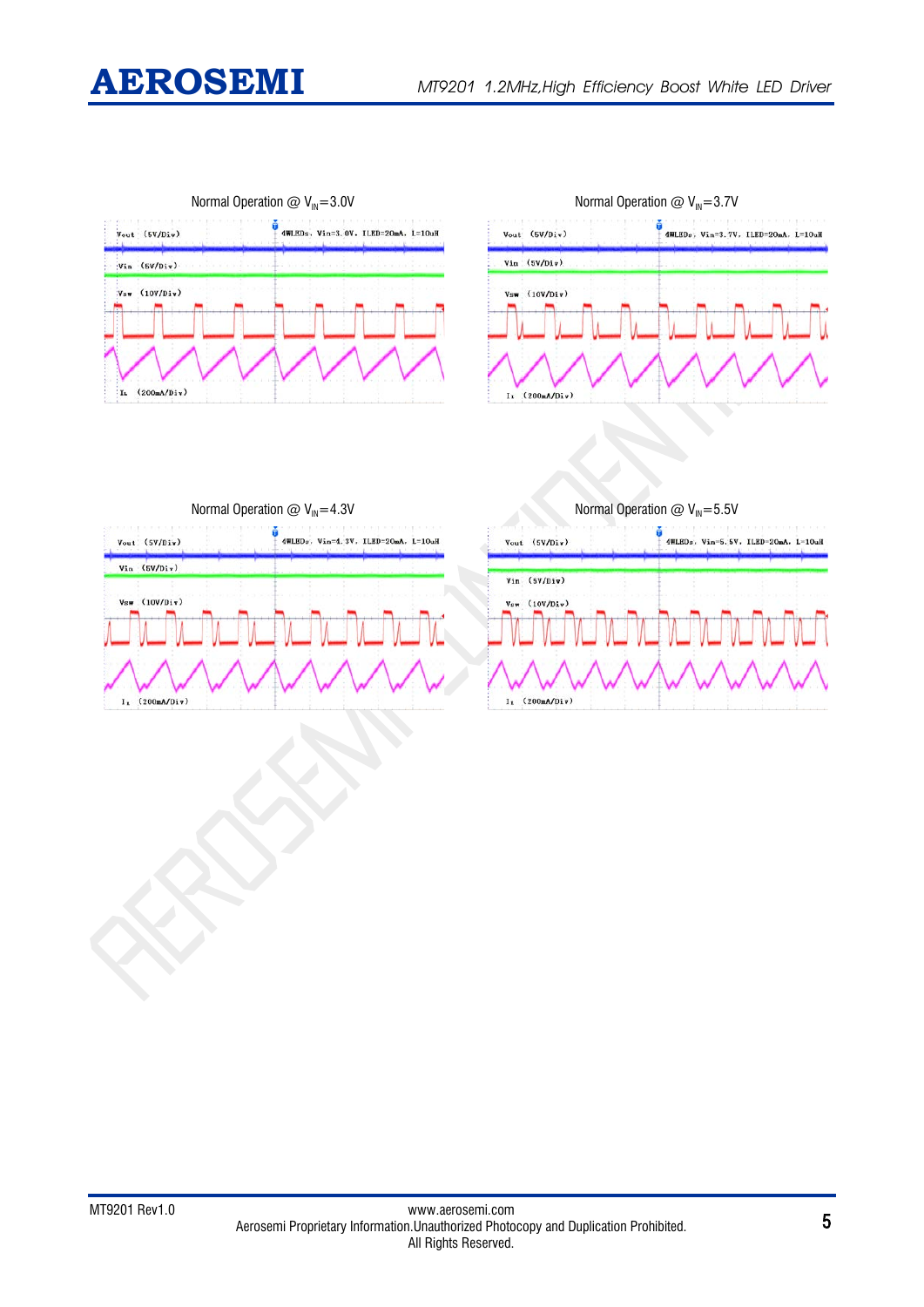Normal Operation @ $V_{IN}$=3.0V

Normal Operation @ $V_{IN}$=3.7V

Normal Operation @ $V_{IN}$=4.3V

Normal Operation @ $V_{IN}$=5.5V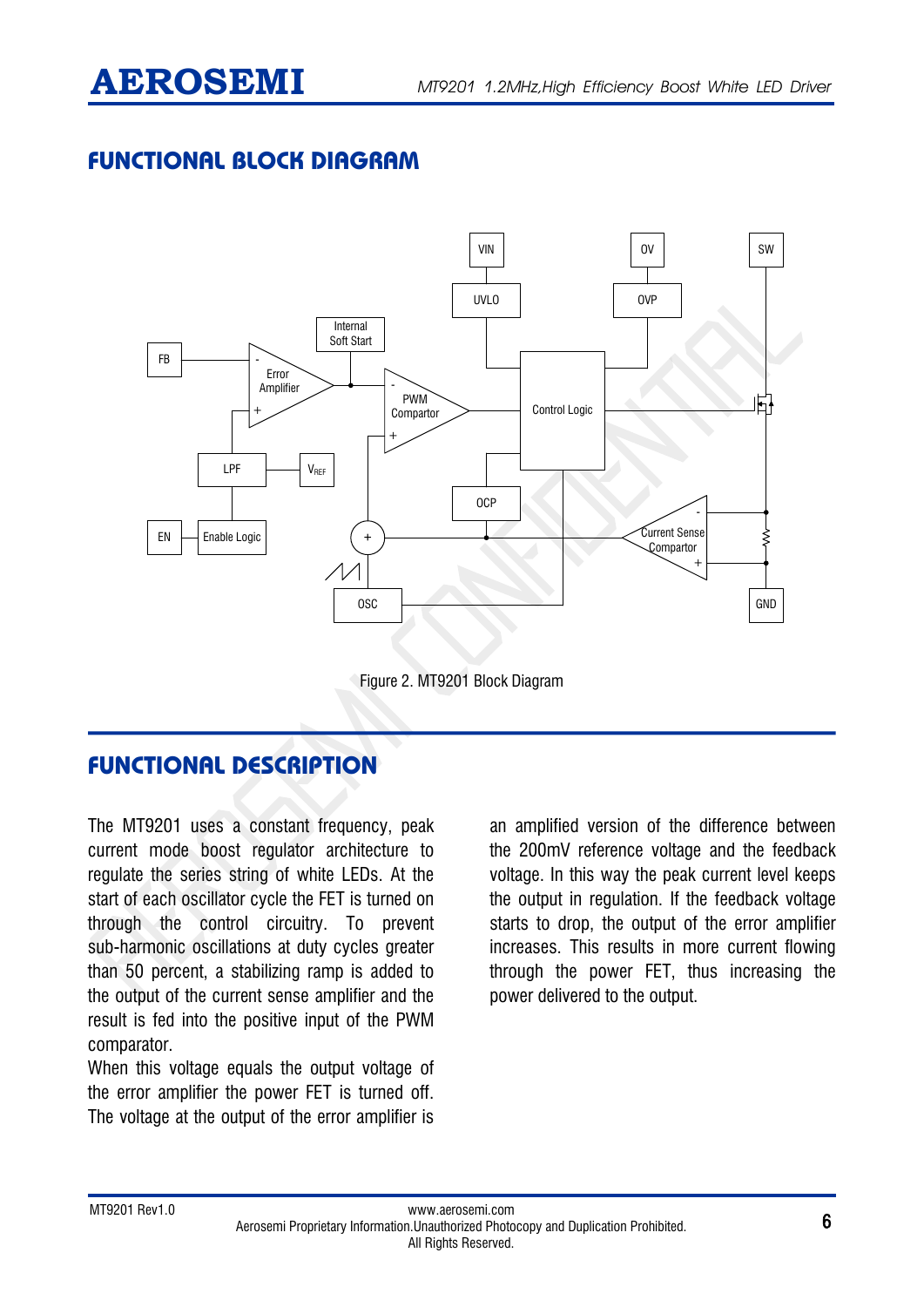## FUNCTIONAL BLOCK DIAGRAM

Figure 2. MT9201 Block Diagram

## FUNCTIONAL DESCRIPTION

The MT9201 uses a constant frequency, peak current mode boost regulator architecture to regulate the series string of white LEDs. At the start of each oscillator cycle the FET is turned on through the control circuitry. To prevent sub-harmonic oscillations at duty cycles greater than 50 percent, a stabilizing ramp is added to the output of the current sense amplifier and the result is fed into the positive input of the PWM comparator.

When this voltage equals the output voltage of the error amplifier the power FET is turned off. The voltage at the output of the error amplifier is an amplified version of the difference between the 200mV reference voltage and the feedback voltage. In this way the peak current level keeps the output in regulation. If the feedback voltage starts to drop, the output of the error amplifier increases. This results in more current flowing through the power FET, thus increasing the power delivered to the output.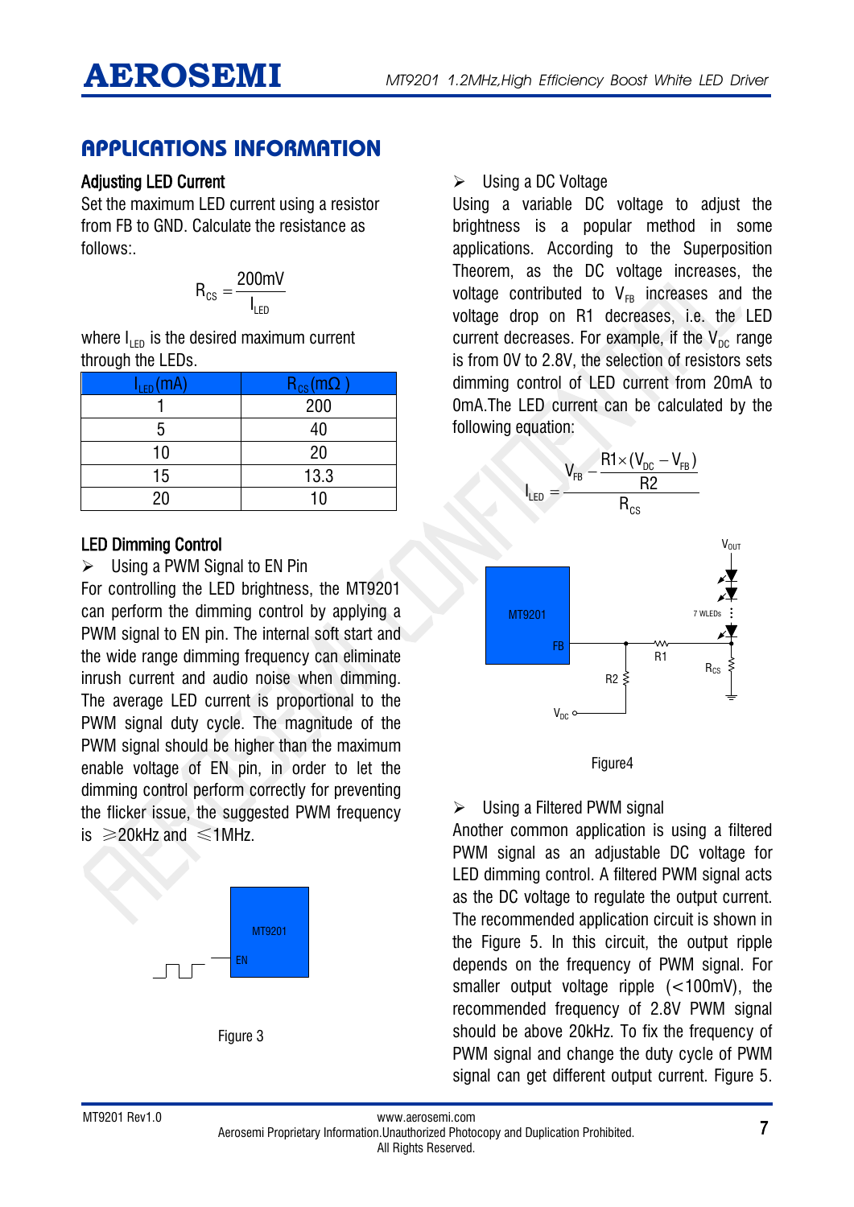## APPLICATIONS INFORMATION

### Adjusting LED Current

Set the maximum LED current using a resistor from FB to GND. Calculate the resistance as follows:.

$$R_{CS} = \frac{200mV}{I_{LED}}$$

where $I_{LED}$ is the desired maximum current through the LEDs.

| $I_{LED}$(mA) | $R_{CS}$(mΩ ) |
|---|---|
| 1 | 200 |
| 5 | 40 |
| 10 | 20 |
| 15 | 13.3 |
| 20 | 10 |

### LED Dimming Control

➢ Using a PWM Signal to EN Pin

For controlling the LED brightness, the MT9201 can perform the dimming control by applying a PWM signal to EN pin. The internal soft start and the wide range dimming frequency can eliminate inrush current and audio noise when dimming. The average LED current is proportional to the PWM signal duty cycle. The magnitude of the PWM signal should be higher than the maximum enable voltage of EN pin, in order to let the dimming control perform correctly for preventing the flicker issue, the suggested PWM frequency is ≥20kHz and ≤1MHz.

Figure 3

➢ Using a DC Voltage

Using a variable DC voltage to adjust the brightness is a popular method in some applications. According to the Superposition Theorem, as the DC voltage increases, the voltage contributed to $V_{FB}$ increases and the voltage drop on R1 decreases, i.e. the LED current decreases. For example, if the $V_{DC}$ range is from 0V to 2.8V, the selection of resistors sets dimming control of LED current from 20mA to 0mA.The LED current can be calculated by the following equation:

$$I_{LED} = \frac{V_{FB} - \frac{R1 \times (V_{DC} - V_{FB})}{R2}}{R_{CS}}$$

Figure4

➢ Using a Filtered PWM signal

Another common application is using a filtered PWM signal as an adjustable DC voltage for LED dimming control. A filtered PWM signal acts as the DC voltage to regulate the output current. The recommended application circuit is shown in the Figure 5. In this circuit, the output ripple depends on the frequency of PWM signal. For smaller output voltage ripple (<100mV), the recommended frequency of 2.8V PWM signal should be above 20kHz. To fix the frequency of PWM signal and change the duty cycle of PWM signal can get different output current. Figure 5.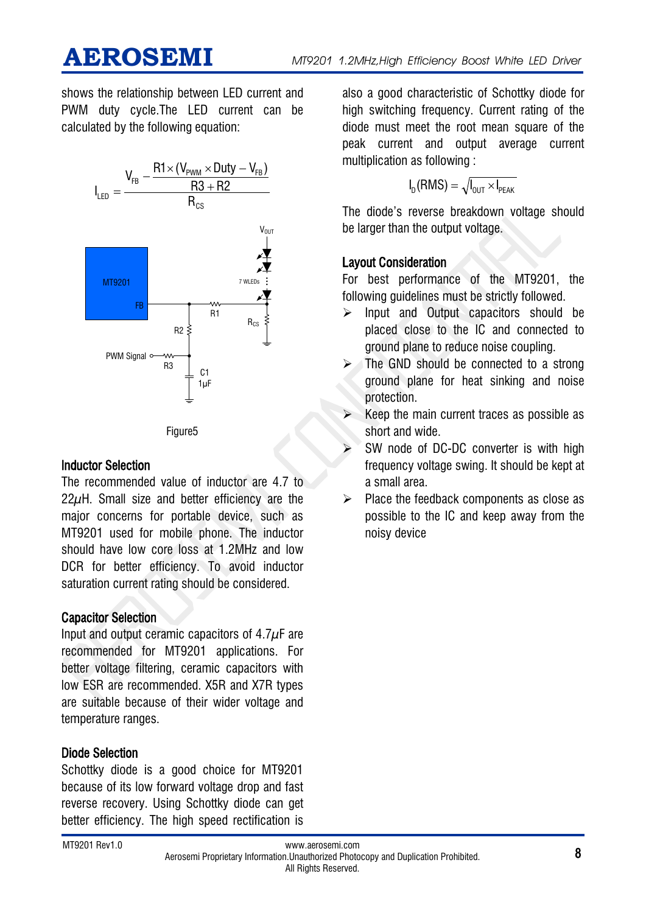shows the relationship between LED current and PWM duty cycle.The LED current can be calculated by the following equation:

$$I_{LED} = \frac{V_{FB} - \dfrac{R1 \times (V_{PWM} \times Duty - V_{FB})}{R3 + R2}}{R_{CS}}$$

Figure5

## Inductor Selection

The recommended value of inductor are 4.7 to 22$\mu$H. Small size and better efficiency are the major concerns for portable device, such as MT9201 used for mobile phone. The inductor should have low core loss at 1.2MHz and low DCR for better efficiency. To avoid inductor saturation current rating should be considered.

## Capacitor Selection

Input and output ceramic capacitors of 4.7$\mu$F are recommended for MT9201 applications. For better voltage filtering, ceramic capacitors with low ESR are recommended. X5R and X7R types are suitable because of their wider voltage and temperature ranges.

## Diode Selection

Schottky diode is a good choice for MT9201 because of its low forward voltage drop and fast reverse recovery. Using Schottky diode can get better efficiency. The high speed rectification is also a good characteristic of Schottky diode for high switching frequency. Current rating of the diode must meet the root mean square of the peak current and output average current multiplication as following :

$$I_D(RMS) = \sqrt{I_{OUT} \times I_{PEAK}}$$

The diode's reverse breakdown voltage should be larger than the output voltage.

## Layout Consideration

For best performance of the MT9201, the following guidelines must be strictly followed.

- Input and Output capacitors should be placed close to the IC and connected to ground plane to reduce noise coupling.
- The GND should be connected to a strong ground plane for heat sinking and noise protection.
- Keep the main current traces as possible as short and wide.
- SW node of DC-DC converter is with high frequency voltage swing. It should be kept at a small area.
- Place the feedback components as close as possible to the IC and keep away from the noisy device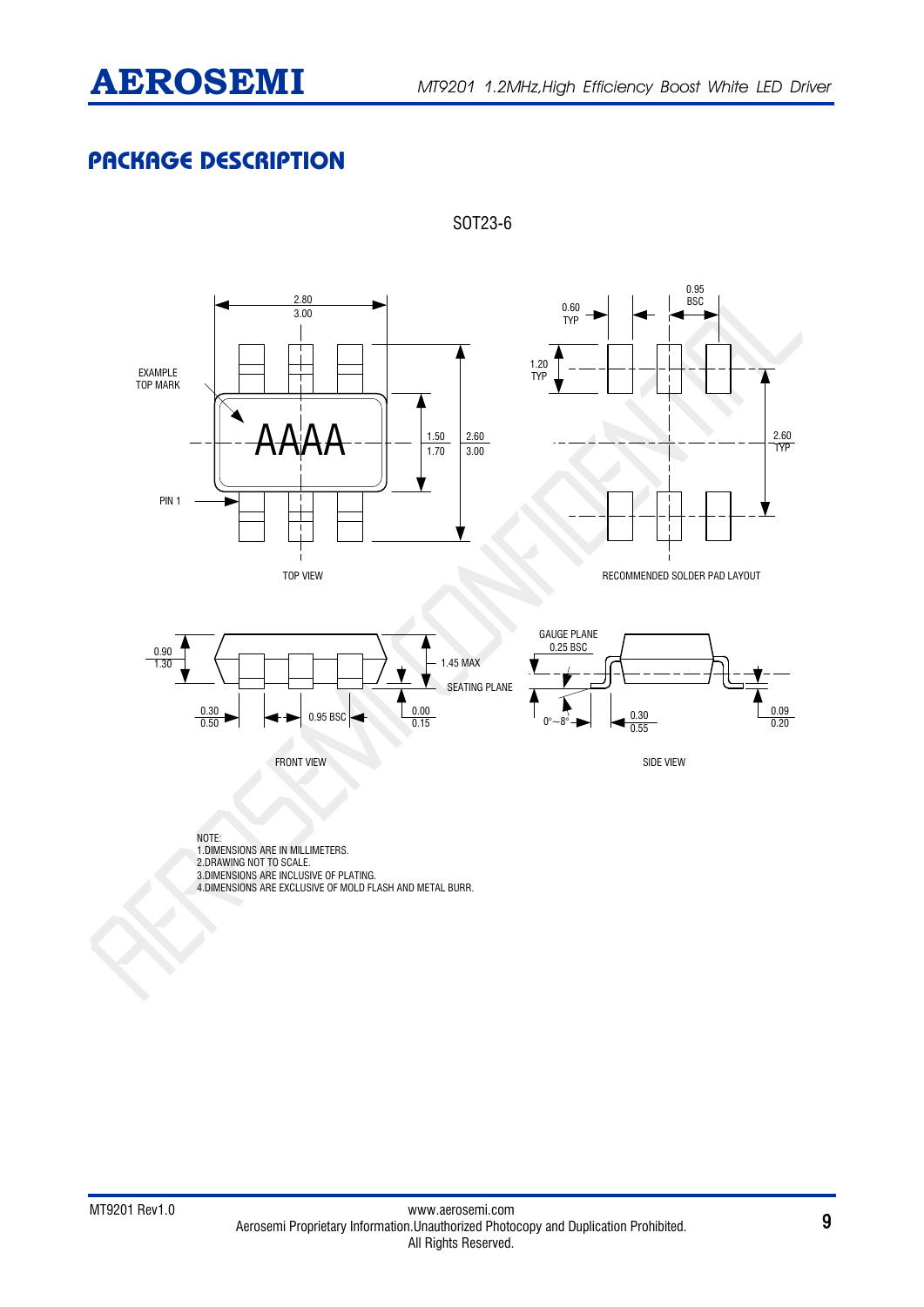## PACKAGE DESCRIPTION

SOT23-6

TOP VIEW

RECOMMENDED SOLDER PAD LAYOUT

FRONT VIEW

SIDE VIEW

NOTE:
1.DIMENSIONS ARE IN MILLIMETERS.
2.DRAWING NOT TO SCALE.
3.DIMENSIONS ARE INCLUSIVE OF PLATING.
4.DIMENSIONS ARE EXCLUSIVE OF MOLD FLASH AND METAL BURR.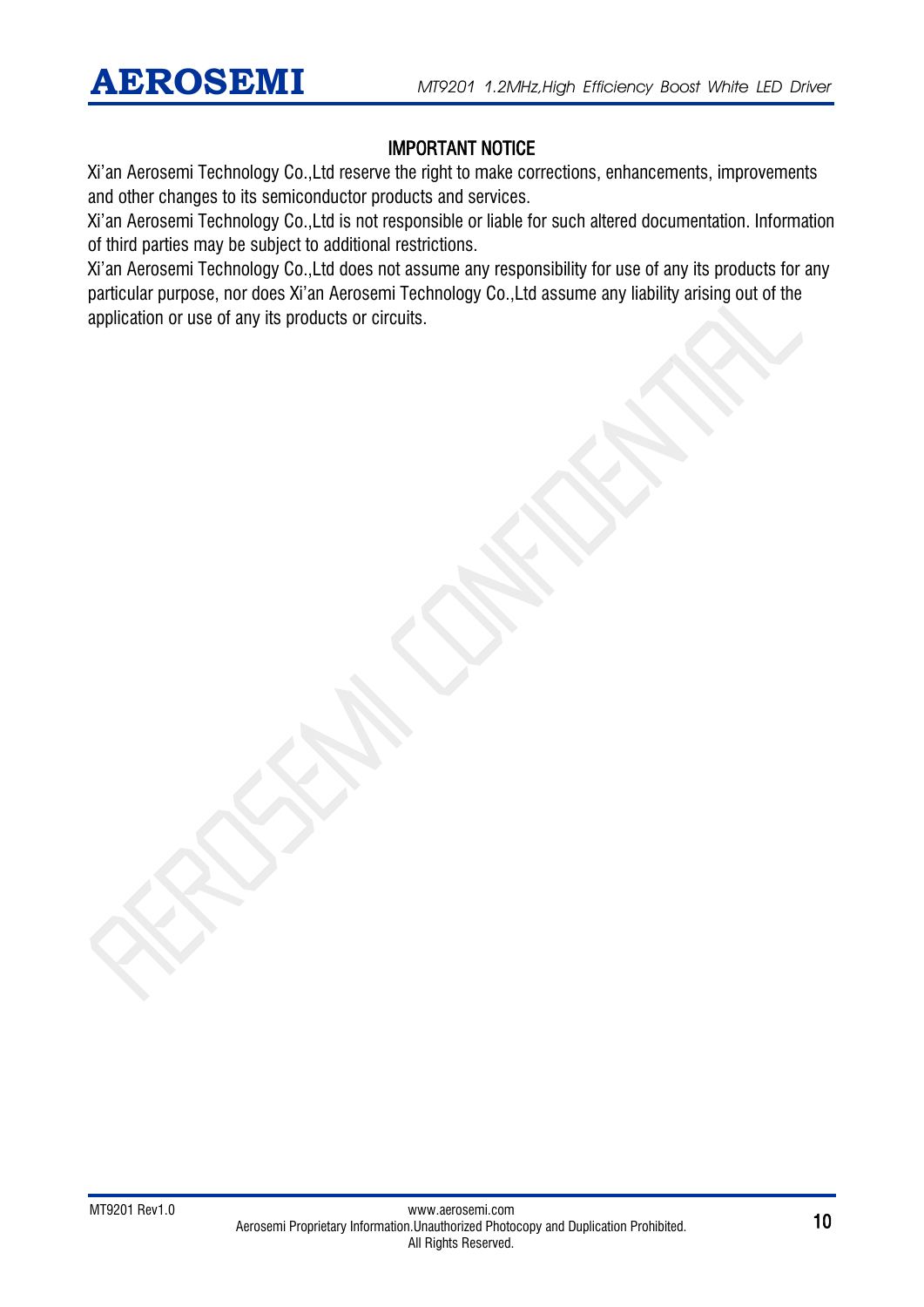## IMPORTANT NOTICE

Xi'an Aerosemi Technology Co.,Ltd reserve the right to make corrections, enhancements, improvements and other changes to its semiconductor products and services.

Xi'an Aerosemi Technology Co.,Ltd is not responsible or liable for such altered documentation. Information of third parties may be subject to additional restrictions.

Xi'an Aerosemi Technology Co.,Ltd does not assume any responsibility for use of any its products for any particular purpose, nor does Xi'an Aerosemi Technology Co.,Ltd assume any liability arising out of the application or use of any its products or circuits.